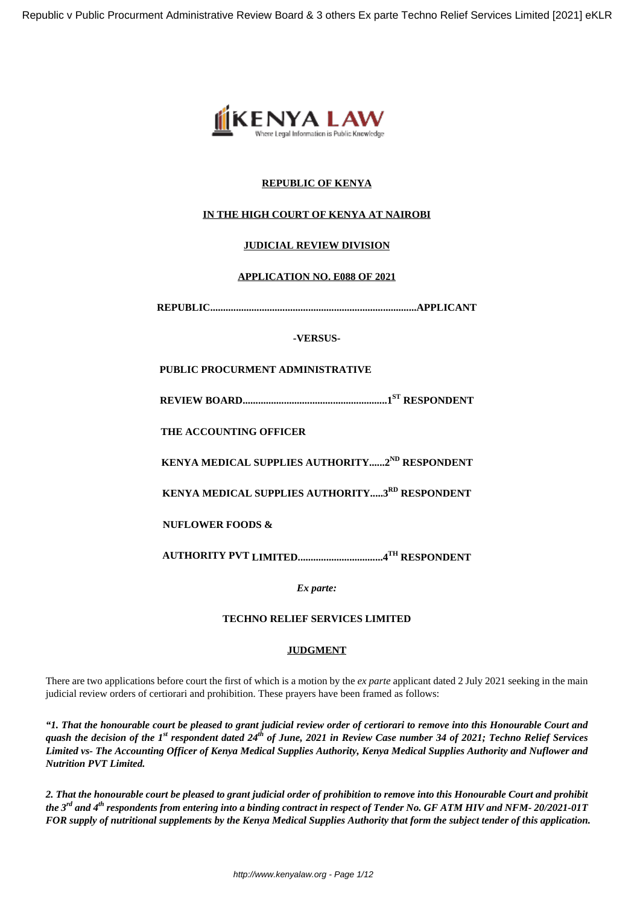**REPUBLIC OF KENYA**

**IN THE HIGH COURT OF KENYA AT NAIROBI**

**JUDICIAL REVIEW DIVISION**

**APPLICATION NO. E088 OF 2021**

**REPUBLIC...............................................................................APPLICANT**

**-VERSUS-**

**PUBLIC PROCUREMENT ADMINISTRATIVE**

**REVIEW BOARD.......................................................1ST RESPONDENT**

**THE ACCOUNTING OFFICER**

**KENYA MEDICAL SUPPLIES AUTHORITY......2ND RESPONDENT**

**KENYA MEDICAL SUPPLIES AUTHORITY.....3RD RESPONDENT**

**NUFLOWER FOODS &**

**AUTHORITY PVT LIMITED................................4TH RESPONDENT**

***Ex parte:***

**TECHNO RELIEF SERVICES LIMITED**

**JUDGMENT**

There are two applications before court the first of which is a motion by the *ex parte* applicant dated 2 July 2021 seeking in the main judicial review orders of certiorari and prohibition. These prayers have been framed as follows:

***"1. That the honourable court be pleased to grant judicial review order of certiorari to remove into this Honourable Court and quash the decision of the 1st respondent dated 24th of June, 2021 in Review Case number 34 of 2021; Techno Relief Services Limited vs- The Accounting Officer of Kenya Medical Supplies Authority, Kenya Medical Supplies Authority and Nuflower and Nutrition PVT Limited.***

***2. That the honourable court be pleased to grant judicial order of prohibition to remove into this Honourable Court and prohibit the 3rd and 4th respondents from entering into a binding contract in respect of Tender No. GF ATM HIV and NFM- 20/2021-01T FOR supply of nutritional supplements by the Kenya Medical Supplies Authority that form the subject tender of this application.***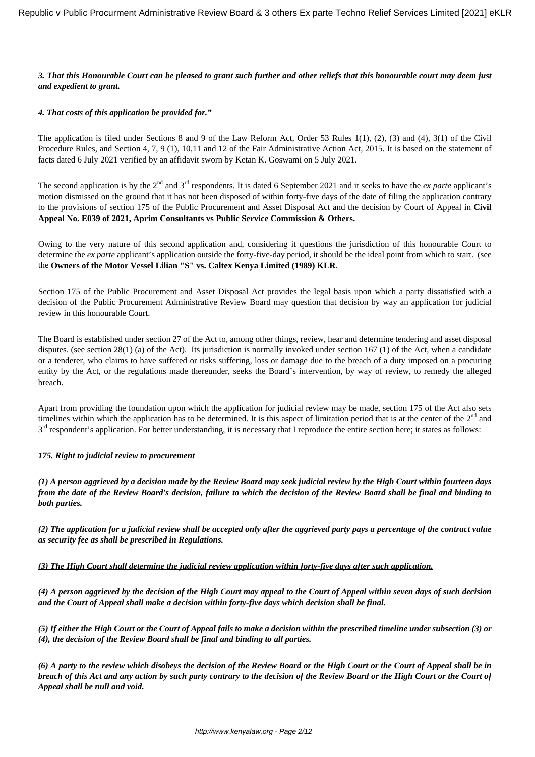***3. That this Honourable Court can be pleased to grant such further and other reliefs that this honourable court may deem just and expedient to grant.***

***4. That costs of this application be provided for."***

The application is filed under Sections 8 and 9 of the Law Reform Act, Order 53 Rules 1(1), (2), (3) and (4), 3(1) of the Civil Procedure Rules, and Section 4, 7, 9 (1), 10,11 and 12 of the Fair Administrative Action Act, 2015. It is based on the statement of facts dated 6 July 2021 verified by an affidavit sworn by Ketan K. Goswami on 5 July 2021.

The second application is by the 2nd and 3rd respondents. It is dated 6 September 2021 and it seeks to have the *ex parte* applicant's motion dismissed on the ground that it has not been disposed of within forty-five days of the date of filing the application contrary to the provisions of section 175 of the Public Procurement and Asset Disposal Act and the decision by Court of Appeal in **Civil Appeal No. E039 of 2021, Aprim Consultants vs Public Service Commission & Others.**

Owing to the very nature of this second application and, considering it questions the jurisdiction of this honourable Court to determine the *ex parte* applicant's application outside the forty-five-day period, it should be the ideal point from which to start. (see the **Owners of the Motor Vessel Lilian "S" vs. Caltex Kenya Limited (1989) KLR**.

Section 175 of the Public Procurement and Asset Disposal Act provides the legal basis upon which a party dissatisfied with a decision of the Public Procurement Administrative Review Board may question that decision by way an application for judicial review in this honourable Court.

The Board is established under section 27 of the Act to, among other things, review, hear and determine tendering and asset disposal disputes. (see section 28(1) (a) of the Act). Its jurisdiction is normally invoked under section 167 (1) of the Act, when a candidate or a tenderer, who claims to have suffered or risks suffering, loss or damage due to the breach of a duty imposed on a procuring entity by the Act, or the regulations made thereunder, seeks the Board's intervention, by way of review, to remedy the alleged breach.

Apart from providing the foundation upon which the application for judicial review may be made, section 175 of the Act also sets timelines within which the application has to be determined. It is this aspect of limitation period that is at the center of the 2nd and 3rd respondent's application. For better understanding, it is necessary that I reproduce the entire section here; it states as follows:

***175. Right to judicial review to procurement***

***(1) A person aggrieved by a decision made by the Review Board may seek judicial review by the High Court within fourteen days from the date of the Review Board's decision, failure to which the decision of the Review Board shall be final and binding to both parties.***

***(2) The application for a judicial review shall be accepted only after the aggrieved party pays a percentage of the contract value as security fee as shall be prescribed in Regulations.***

***<u>(3) The High Court shall determine the judicial review application within forty-five days after such application.</u>***

***(4) A person aggrieved by the decision of the High Court may appeal to the Court of Appeal within seven days of such decision and the Court of Appeal shall make a decision within forty-five days which decision shall be final.***

***<u>(5) If either the High Court or the Court of Appeal fails to make a decision within the prescribed timeline under subsection (3) or (4), the decision of the Review Board shall be final and binding to all parties.</u>***

***(6) A party to the review which disobeys the decision of the Review Board or the High Court or the Court of Appeal shall be in breach of this Act and any action by such party contrary to the decision of the Review Board or the High Court or the Court of Appeal shall be null and void.***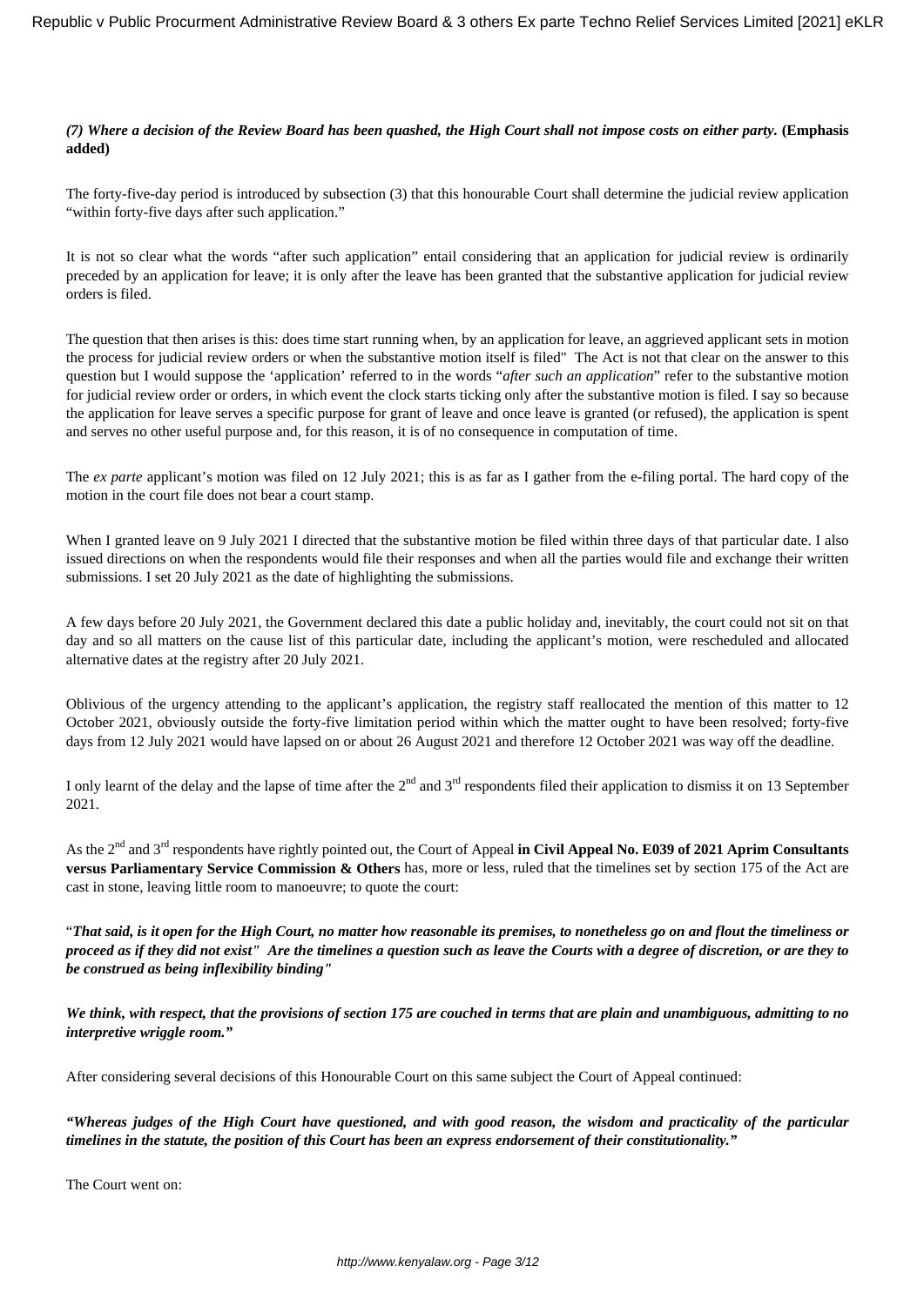***(7) Where a decision of the Review Board has been quashed, the High Court shall not impose costs on either party.*** **(Emphasis added)**

The forty-five-day period is introduced by subsection (3) that this honourable Court shall determine the judicial review application "within forty-five days after such application."

It is not so clear what the words "after such application" entail considering that an application for judicial review is ordinarily preceded by an application for leave; it is only after the leave has been granted that the substantive application for judicial review orders is filed.

The question that then arises is this: does time start running when, by an application for leave, an aggrieved applicant sets in motion the process for judicial review orders or when the substantive motion itself is filed" The Act is not that clear on the answer to this question but I would suppose the 'application' referred to in the words "*after such an application*" refer to the substantive motion for judicial review order or orders, in which event the clock starts ticking only after the substantive motion is filed. I say so because the application for leave serves a specific purpose for grant of leave and once leave is granted (or refused), the application is spent and serves no other useful purpose and, for this reason, it is of no consequence in computation of time.

The *ex parte* applicant's motion was filed on 12 July 2021; this is as far as I gather from the e-filing portal. The hard copy of the motion in the court file does not bear a court stamp.

When I granted leave on 9 July 2021 I directed that the substantive motion be filed within three days of that particular date. I also issued directions on when the respondents would file their responses and when all the parties would file and exchange their written submissions. I set 20 July 2021 as the date of highlighting the submissions.

A few days before 20 July 2021, the Government declared this date a public holiday and, inevitably, the court could not sit on that day and so all matters on the cause list of this particular date, including the applicant's motion, were rescheduled and allocated alternative dates at the registry after 20 July 2021.

Oblivious of the urgency attending to the applicant's application, the registry staff reallocated the mention of this matter to 12 October 2021, obviously outside the forty-five limitation period within which the matter ought to have been resolved; forty-five days from 12 July 2021 would have lapsed on or about 26 August 2021 and therefore 12 October 2021 was way off the deadline.

I only learnt of the delay and the lapse of time after the 2nd and 3rd respondents filed their application to dismiss it on 13 September 2021.

As the 2nd and 3rd respondents have rightly pointed out, the Court of Appeal **in Civil Appeal No. E039 of 2021 Aprim Consultants versus Parliamentary Service Commission & Others** has, more or less, ruled that the timelines set by section 175 of the Act are cast in stone, leaving little room to manoeuvre; to quote the court:

"***That said, is it open for the High Court, no matter how reasonable its premises, to nonetheless go on and flout the timeliness or proceed as if they did not exist" Are the timelines a question such as leave the Courts with a degree of discretion, or are they to be construed as being inflexibility binding"***

***We think, with respect, that the provisions of section 175 are couched in terms that are plain and unambiguous, admitting to no interpretive wriggle room."***

After considering several decisions of this Honourable Court on this same subject the Court of Appeal continued:

***"Whereas judges of the High Court have questioned, and with good reason, the wisdom and practicality of the particular timelines in the statute, the position of this Court has been an express endorsement of their constitutionality."***

The Court went on: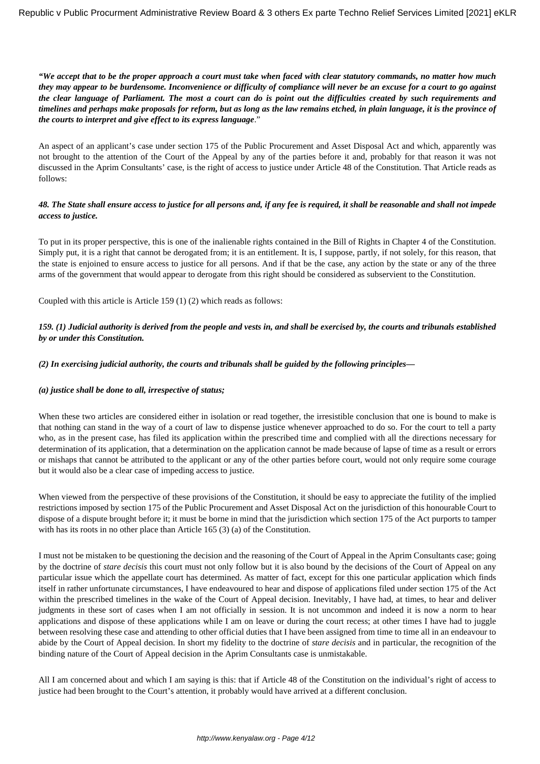***"We accept that to be the proper approach a court must take when faced with clear statutory commands, no matter how much they may appear to be burdensome. Inconvenience or difficulty of compliance will never be an excuse for a court to go against the clear language of Parliament. The most a court can do is point out the difficulties created by such requirements and timelines and perhaps make proposals for reform, but as long as the law remains etched, in plain language, it is the province of the courts to interpret and give effect to its express language*.**"

An aspect of an applicant's case under section 175 of the Public Procurement and Asset Disposal Act and which, apparently was not brought to the attention of the Court of the Appeal by any of the parties before it and, probably for that reason it was not discussed in the Aprim Consultants' case, is the right of access to justice under Article 48 of the Constitution. That Article reads as follows:

***48. The State shall ensure access to justice for all persons and, if any fee is required, it shall be reasonable and shall not impede access to justice.***

To put in its proper perspective, this is one of the inalienable rights contained in the Bill of Rights in Chapter 4 of the Constitution. Simply put, it is a right that cannot be derogated from; it is an entitlement. It is, I suppose, partly, if not solely, for this reason, that the state is enjoined to ensure access to justice for all persons. And if that be the case, any action by the state or any of the three arms of the government that would appear to derogate from this right should be considered as subservient to the Constitution.

Coupled with this article is Article 159 (1) (2) which reads as follows:

***159. (1) Judicial authority is derived from the people and vests in, and shall be exercised by, the courts and tribunals established by or under this Constitution.***

***(2) In exercising judicial authority, the courts and tribunals shall be guided by the following principles—***

***(a) justice shall be done to all, irrespective of status;***

When these two articles are considered either in isolation or read together, the irresistible conclusion that one is bound to make is that nothing can stand in the way of a court of law to dispense justice whenever approached to do so. For the court to tell a party who, as in the present case, has filed its application within the prescribed time and complied with all the directions necessary for determination of its application, that a determination on the application cannot be made because of lapse of time as a result or errors or mishaps that cannot be attributed to the applicant or any of the other parties before court, would not only require some courage but it would also be a clear case of impeding access to justice.

When viewed from the perspective of these provisions of the Constitution, it should be easy to appreciate the futility of the implied restrictions imposed by section 175 of the Public Procurement and Asset Disposal Act on the jurisdiction of this honourable Court to dispose of a dispute brought before it; it must be borne in mind that the jurisdiction which section 175 of the Act purports to tamper with has its roots in no other place than Article 165 (3) (a) of the Constitution.

I must not be mistaken to be questioning the decision and the reasoning of the Court of Appeal in the Aprim Consultants case; going by the doctrine of *stare decisis* this court must not only follow but it is also bound by the decisions of the Court of Appeal on any particular issue which the appellate court has determined. As matter of fact, except for this one particular application which finds itself in rather unfortunate circumstances, I have endeavoured to hear and dispose of applications filed under section 175 of the Act within the prescribed timelines in the wake of the Court of Appeal decision. Inevitably, I have had, at times, to hear and deliver judgments in these sort of cases when I am not officially in session. It is not uncommon and indeed it is now a norm to hear applications and dispose of these applications while I am on leave or during the court recess; at other times I have had to juggle between resolving these case and attending to other official duties that I have been assigned from time to time all in an endeavour to abide by the Court of Appeal decision. In short my fidelity to the doctrine of *stare decisis* and in particular, the recognition of the binding nature of the Court of Appeal decision in the Aprim Consultants case is unmistakable.

All I am concerned about and which I am saying is this: that if Article 48 of the Constitution on the individual's right of access to justice had been brought to the Court's attention, it probably would have arrived at a different conclusion.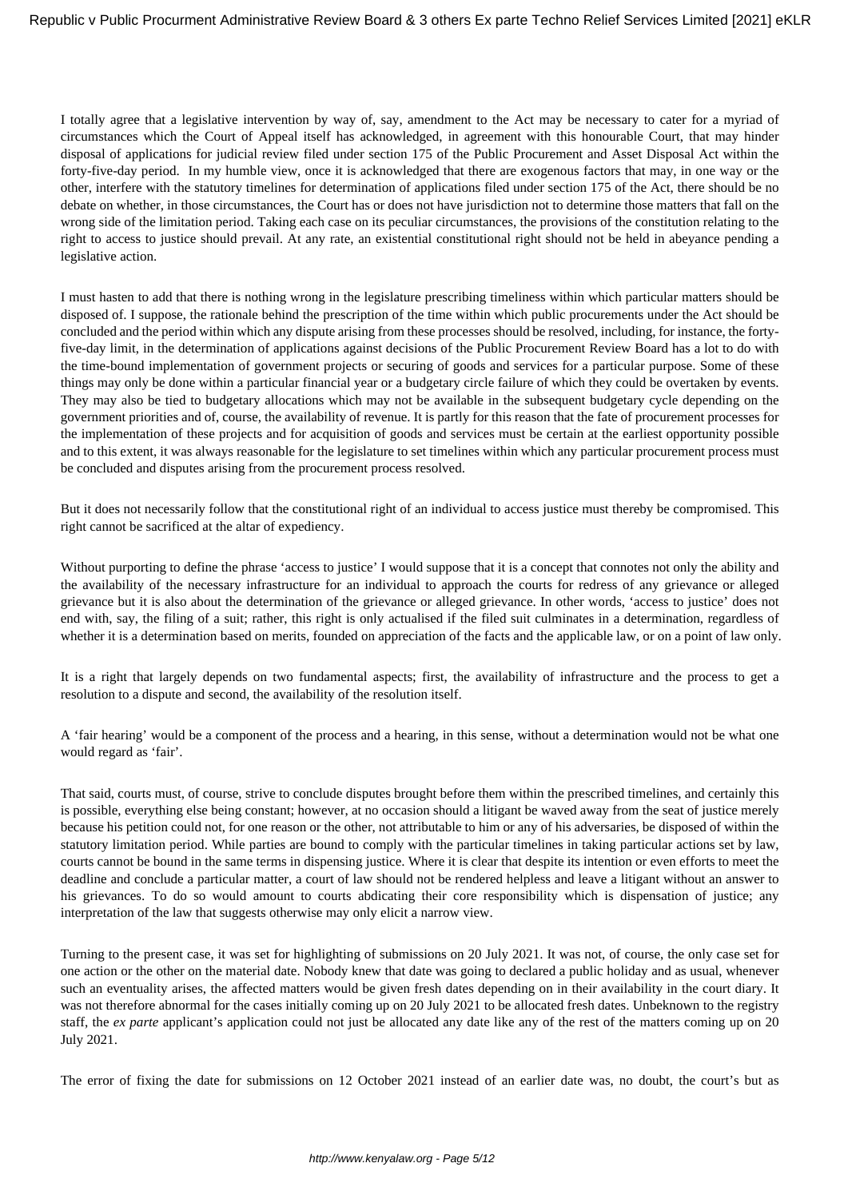I totally agree that a legislative intervention by way of, say, amendment to the Act may be necessary to cater for a myriad of circumstances which the Court of Appeal itself has acknowledged, in agreement with this honourable Court, that may hinder disposal of applications for judicial review filed under section 175 of the Public Procurement and Asset Disposal Act within the forty-five-day period. In my humble view, once it is acknowledged that there are exogenous factors that may, in one way or the other, interfere with the statutory timelines for determination of applications filed under section 175 of the Act, there should be no debate on whether, in those circumstances, the Court has or does not have jurisdiction not to determine those matters that fall on the wrong side of the limitation period. Taking each case on its peculiar circumstances, the provisions of the constitution relating to the right to access to justice should prevail. At any rate, an existential constitutional right should not be held in abeyance pending a legislative action.

I must hasten to add that there is nothing wrong in the legislature prescribing timeliness within which particular matters should be disposed of. I suppose, the rationale behind the prescription of the time within which public procurements under the Act should be concluded and the period within which any dispute arising from these processes should be resolved, including, for instance, the forty-five-day limit, in the determination of applications against decisions of the Public Procurement Review Board has a lot to do with the time-bound implementation of government projects or securing of goods and services for a particular purpose. Some of these things may only be done within a particular financial year or a budgetary circle failure of which they could be overtaken by events. They may also be tied to budgetary allocations which may not be available in the subsequent budgetary cycle depending on the government priorities and of, course, the availability of revenue. It is partly for this reason that the fate of procurement processes for the implementation of these projects and for acquisition of goods and services must be certain at the earliest opportunity possible and to this extent, it was always reasonable for the legislature to set timelines within which any particular procurement process must be concluded and disputes arising from the procurement process resolved.

But it does not necessarily follow that the constitutional right of an individual to access justice must thereby be compromised. This right cannot be sacrificed at the altar of expediency.

Without purporting to define the phrase 'access to justice' I would suppose that it is a concept that connotes not only the ability and the availability of the necessary infrastructure for an individual to approach the courts for redress of any grievance or alleged grievance but it is also about the determination of the grievance or alleged grievance. In other words, 'access to justice' does not end with, say, the filing of a suit; rather, this right is only actualised if the filed suit culminates in a determination, regardless of whether it is a determination based on merits, founded on appreciation of the facts and the applicable law, or on a point of law only.

It is a right that largely depends on two fundamental aspects; first, the availability of infrastructure and the process to get a resolution to a dispute and second, the availability of the resolution itself.

A 'fair hearing' would be a component of the process and a hearing, in this sense, without a determination would not be what one would regard as 'fair'.

That said, courts must, of course, strive to conclude disputes brought before them within the prescribed timelines, and certainly this is possible, everything else being constant; however, at no occasion should a litigant be waved away from the seat of justice merely because his petition could not, for one reason or the other, not attributable to him or any of his adversaries, be disposed of within the statutory limitation period. While parties are bound to comply with the particular timelines in taking particular actions set by law, courts cannot be bound in the same terms in dispensing justice. Where it is clear that despite its intention or even efforts to meet the deadline and conclude a particular matter, a court of law should not be rendered helpless and leave a litigant without an answer to his grievances. To do so would amount to courts abdicating their core responsibility which is dispensation of justice; any interpretation of the law that suggests otherwise may only elicit a narrow view.

Turning to the present case, it was set for highlighting of submissions on 20 July 2021. It was not, of course, the only case set for one action or the other on the material date. Nobody knew that date was going to declared a public holiday and as usual, whenever such an eventuality arises, the affected matters would be given fresh dates depending on in their availability in the court diary. It was not therefore abnormal for the cases initially coming up on 20 July 2021 to be allocated fresh dates. Unbeknown to the registry staff, the *ex parte* applicant's application could not just be allocated any date like any of the rest of the matters coming up on 20 July 2021.

The error of fixing the date for submissions on 12 October 2021 instead of an earlier date was, no doubt, the court's but as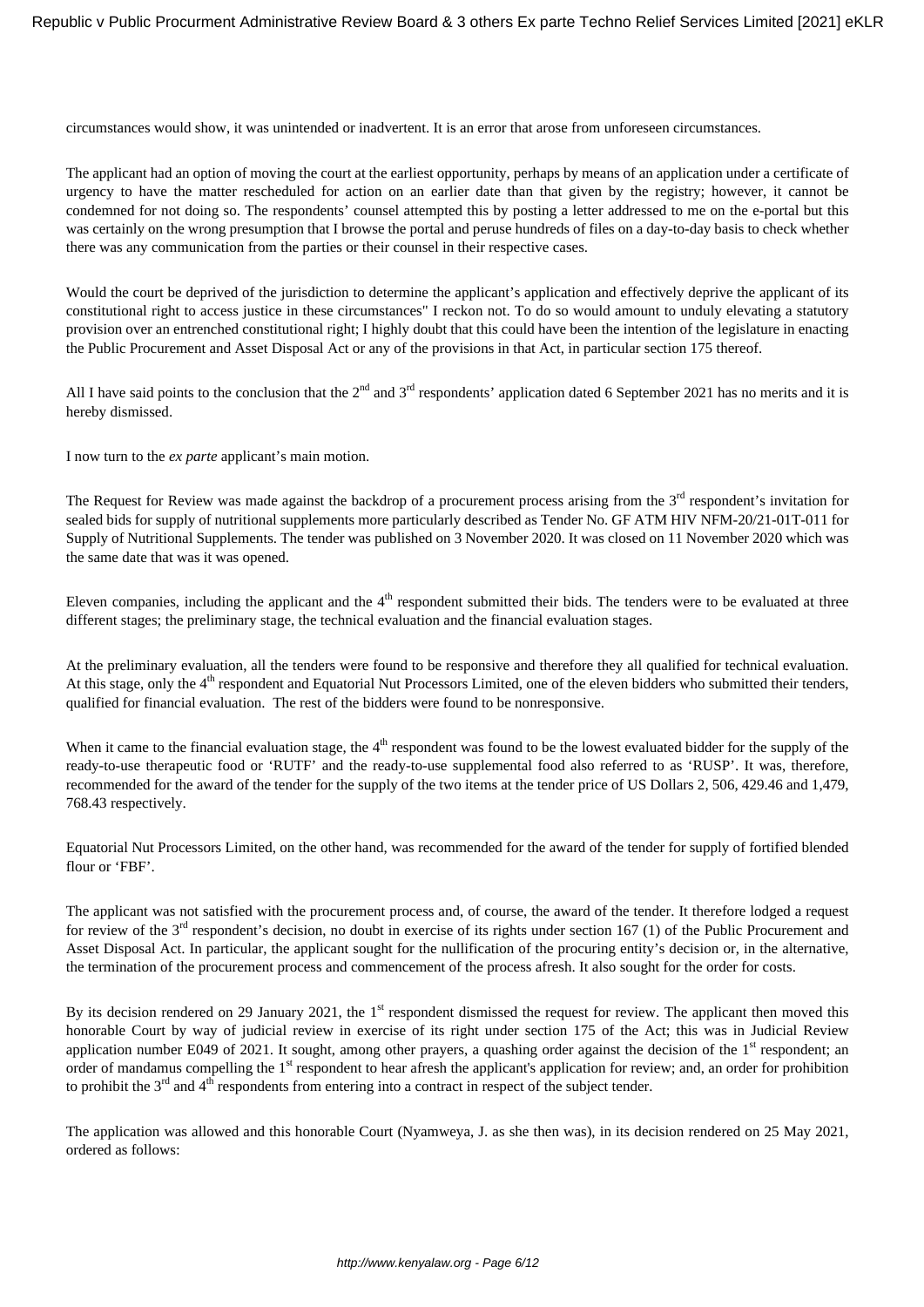circumstances would show, it was unintended or inadvertent. It is an error that arose from unforeseen circumstances.

The applicant had an option of moving the court at the earliest opportunity, perhaps by means of an application under a certificate of urgency to have the matter rescheduled for action on an earlier date than that given by the registry; however, it cannot be condemned for not doing so. The respondents' counsel attempted this by posting a letter addressed to me on the e-portal but this was certainly on the wrong presumption that I browse the portal and peruse hundreds of files on a day-to-day basis to check whether there was any communication from the parties or their counsel in their respective cases.

Would the court be deprived of the jurisdiction to determine the applicant's application and effectively deprive the applicant of its constitutional right to access justice in these circumstances" I reckon not. To do so would amount to unduly elevating a statutory provision over an entrenched constitutional right; I highly doubt that this could have been the intention of the legislature in enacting the Public Procurement and Asset Disposal Act or any of the provisions in that Act, in particular section 175 thereof.

All I have said points to the conclusion that the 2nd and 3rd respondents' application dated 6 September 2021 has no merits and it is hereby dismissed.

I now turn to the *ex parte* applicant's main motion.

The Request for Review was made against the backdrop of a procurement process arising from the 3rd respondent's invitation for sealed bids for supply of nutritional supplements more particularly described as Tender No. GF ATM HIV NFM-20/21-01T-011 for Supply of Nutritional Supplements. The tender was published on 3 November 2020. It was closed on 11 November 2020 which was the same date that was it was opened.

Eleven companies, including the applicant and the 4th respondent submitted their bids. The tenders were to be evaluated at three different stages; the preliminary stage, the technical evaluation and the financial evaluation stages.

At the preliminary evaluation, all the tenders were found to be responsive and therefore they all qualified for technical evaluation. At this stage, only the 4th respondent and Equatorial Nut Processors Limited, one of the eleven bidders who submitted their tenders, qualified for financial evaluation. The rest of the bidders were found to be nonresponsive.

When it came to the financial evaluation stage, the 4th respondent was found to be the lowest evaluated bidder for the supply of the ready-to-use therapeutic food or 'RUTF' and the ready-to-use supplemental food also referred to as 'RUSP'. It was, therefore, recommended for the award of the tender for the supply of the two items at the tender price of US Dollars 2, 506, 429.46 and 1,479, 768.43 respectively.

Equatorial Nut Processors Limited, on the other hand, was recommended for the award of the tender for supply of fortified blended flour or 'FBF'.

The applicant was not satisfied with the procurement process and, of course, the award of the tender. It therefore lodged a request for review of the 3rd respondent's decision, no doubt in exercise of its rights under section 167 (1) of the Public Procurement and Asset Disposal Act. In particular, the applicant sought for the nullification of the procuring entity's decision or, in the alternative, the termination of the procurement process and commencement of the process afresh. It also sought for the order for costs.

By its decision rendered on 29 January 2021, the 1st respondent dismissed the request for review. The applicant then moved this honorable Court by way of judicial review in exercise of its right under section 175 of the Act; this was in Judicial Review application number E049 of 2021. It sought, among other prayers, a quashing order against the decision of the 1st respondent; an order of mandamus compelling the 1st respondent to hear afresh the applicant's application for review; and, an order for prohibition to prohibit the 3rd and 4th respondents from entering into a contract in respect of the subject tender.

The application was allowed and this honorable Court (Nyamweya, J. as she then was), in its decision rendered on 25 May 2021, ordered as follows: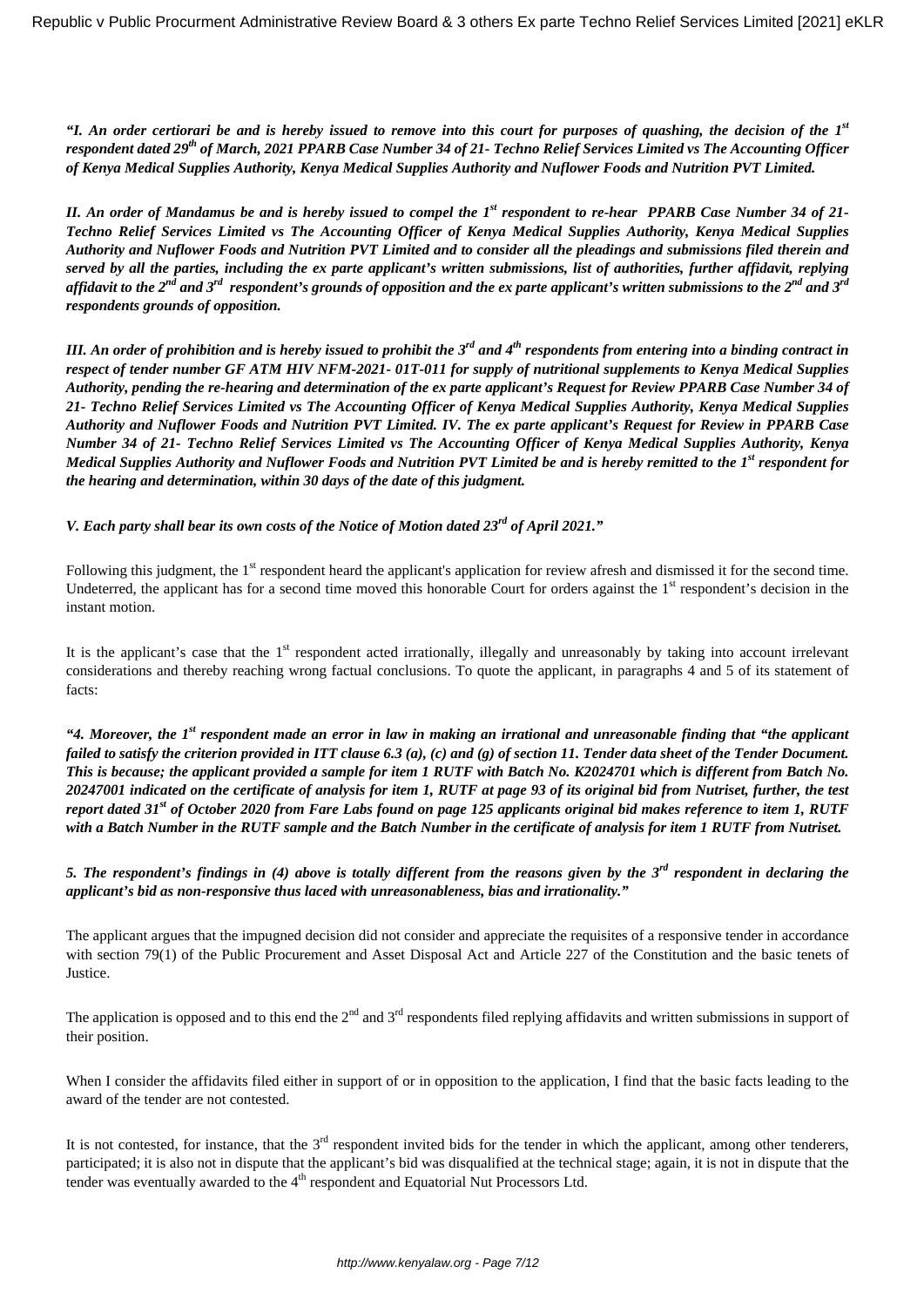*"I. An order certiorari be and is hereby issued to remove into this court for purposes of quashing, the decision of the 1st respondent dated 29th of March, 2021 PPARB Case Number 34 of 21- Techno Relief Services Limited vs The Accounting Officer of Kenya Medical Supplies Authority, Kenya Medical Supplies Authority and Nuflower Foods and Nutrition PVT Limited.*

*II. An order of Mandamus be and is hereby issued to compel the 1st respondent to re-hear PPARB Case Number 34 of 21- Techno Relief Services Limited vs The Accounting Officer of Kenya Medical Supplies Authority, Kenya Medical Supplies Authority and Nuflower Foods and Nutrition PVT Limited and to consider all the pleadings and submissions filed therein and served by all the parties, including the ex parte applicant's written submissions, list of authorities, further affidavit, replying affidavit to the 2nd and 3rd respondent's grounds of opposition and the ex parte applicant's written submissions to the 2nd and 3rd respondents grounds of opposition.*

*III. An order of prohibition and is hereby issued to prohibit the 3rd and 4th respondents from entering into a binding contract in respect of tender number GF ATM HIV NFM-2021- 01T-011 for supply of nutritional supplements to Kenya Medical Supplies Authority, pending the re-hearing and determination of the ex parte applicant's Request for Review PPARB Case Number 34 of 21- Techno Relief Services Limited vs The Accounting Officer of Kenya Medical Supplies Authority, Kenya Medical Supplies Authority and Nuflower Foods and Nutrition PVT Limited. IV. The ex parte applicant's Request for Review in PPARB Case Number 34 of 21- Techno Relief Services Limited vs The Accounting Officer of Kenya Medical Supplies Authority, Kenya Medical Supplies Authority and Nuflower Foods and Nutrition PVT Limited be and is hereby remitted to the 1st respondent for the hearing and determination, within 30 days of the date of this judgment.*

*V. Each party shall bear its own costs of the Notice of Motion dated 23rd of April 2021."*

Following this judgment, the 1st respondent heard the applicant's application for review afresh and dismissed it for the second time. Undeterred, the applicant has for a second time moved this honorable Court for orders against the 1st respondent's decision in the instant motion.

It is the applicant's case that the 1st respondent acted irrationally, illegally and unreasonably by taking into account irrelevant considerations and thereby reaching wrong factual conclusions. To quote the applicant, in paragraphs 4 and 5 of its statement of facts:

*"4. Moreover, the 1st respondent made an error in law in making an irrational and unreasonable finding that "the applicant failed to satisfy the criterion provided in ITT clause 6.3 (a), (c) and (g) of section 11. Tender data sheet of the Tender Document. This is because; the applicant provided a sample for item 1 RUTF with Batch No. K2024701 which is different from Batch No. 20247001 indicated on the certificate of analysis for item 1, RUTF at page 93 of its original bid from Nutriset, further, the test report dated 31st of October 2020 from Fare Labs found on page 125 applicants original bid makes reference to item 1, RUTF with a Batch Number in the RUTF sample and the Batch Number in the certificate of analysis for item 1 RUTF from Nutriset.*

*5. The respondent's findings in (4) above is totally different from the reasons given by the 3rd respondent in declaring the applicant's bid as non-responsive thus laced with unreasonableness, bias and irrationality."*

The applicant argues that the impugned decision did not consider and appreciate the requisites of a responsive tender in accordance with section 79(1) of the Public Procurement and Asset Disposal Act and Article 227 of the Constitution and the basic tenets of Justice.

The application is opposed and to this end the 2nd and 3rd respondents filed replying affidavits and written submissions in support of their position.

When I consider the affidavits filed either in support of or in opposition to the application, I find that the basic facts leading to the award of the tender are not contested.

It is not contested, for instance, that the 3rd respondent invited bids for the tender in which the applicant, among other tenderers, participated; it is also not in dispute that the applicant's bid was disqualified at the technical stage; again, it is not in dispute that the tender was eventually awarded to the 4th respondent and Equatorial Nut Processors Ltd.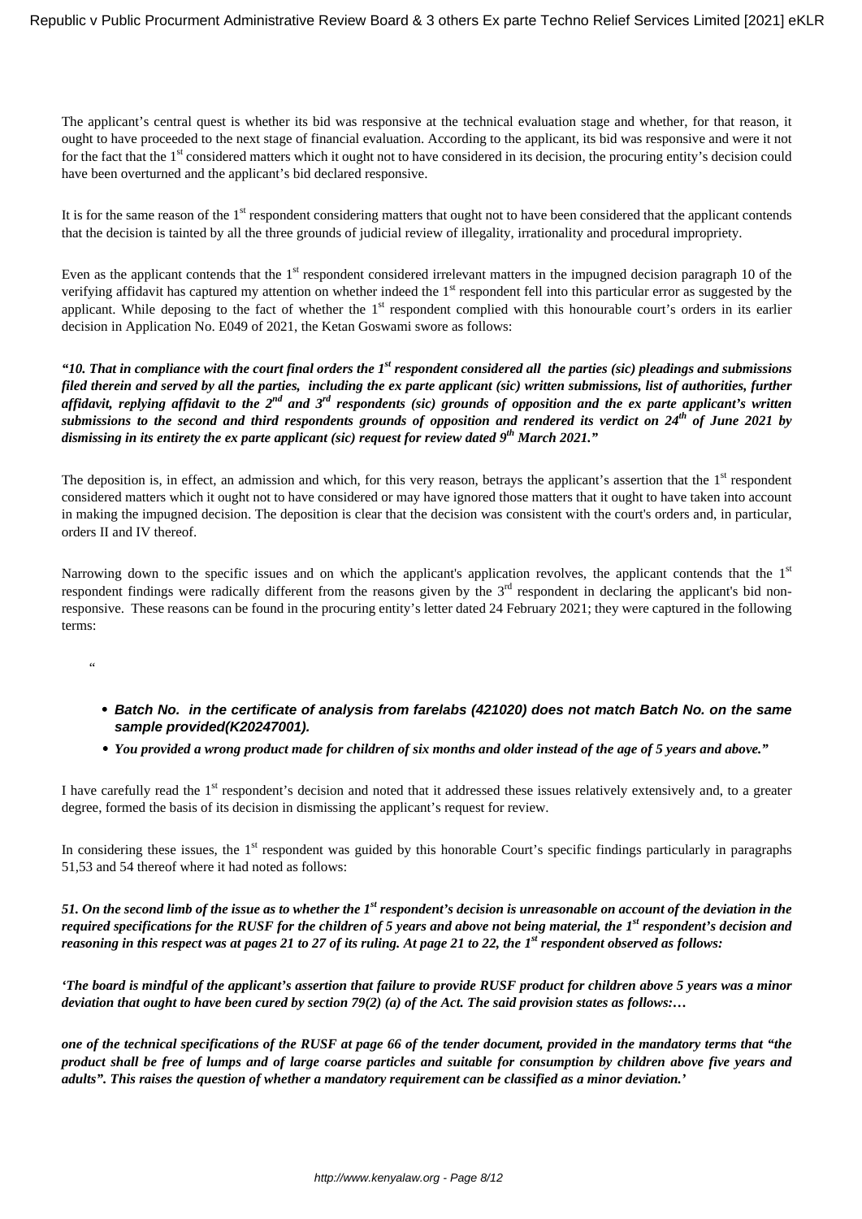The applicant's central quest is whether its bid was responsive at the technical evaluation stage and whether, for that reason, it ought to have proceeded to the next stage of financial evaluation. According to the applicant, its bid was responsive and were it not for the fact that the 1st considered matters which it ought not to have considered in its decision, the procuring entity's decision could have been overturned and the applicant's bid declared responsive.

It is for the same reason of the 1st respondent considering matters that ought not to have been considered that the applicant contends that the decision is tainted by all the three grounds of judicial review of illegality, irrationality and procedural impropriety.

Even as the applicant contends that the 1st respondent considered irrelevant matters in the impugned decision paragraph 10 of the verifying affidavit has captured my attention on whether indeed the 1st respondent fell into this particular error as suggested by the applicant. While deposing to the fact of whether the 1st respondent complied with this honourable court's orders in its earlier decision in Application No. E049 of 2021, the Ketan Goswami swore as follows:

***"10. That in compliance with the court final orders the 1st respondent considered all the parties (sic) pleadings and submissions filed therein and served by all the parties, including the ex parte applicant (sic) written submissions, list of authorities, further affidavit, replying affidavit to the 2nd and 3rd respondents (sic) grounds of opposition and the ex parte applicant's written submissions to the second and third respondents grounds of opposition and rendered its verdict on 24th of June 2021 by dismissing in its entirety the ex parte applicant (sic) request for review dated 9th March 2021."***

The deposition is, in effect, an admission and which, for this very reason, betrays the applicant's assertion that the 1st respondent considered matters which it ought not to have considered or may have ignored those matters that it ought to have taken into account in making the impugned decision. The deposition is clear that the decision was consistent with the court's orders and, in particular, orders II and IV thereof.

Narrowing down to the specific issues and on which the applicant's application revolves, the applicant contends that the 1st respondent findings were radically different from the reasons given by the 3rd respondent in declaring the applicant's bid non-responsive. These reasons can be found in the procuring entity's letter dated 24 February 2021; they were captured in the following terms:

"

- ***Batch No. in the certificate of analysis from farelabs (421020) does not match Batch No. on the same sample provided(K20247001).***
- ***You provided a wrong product made for children of six months and older instead of the age of 5 years and above."***

I have carefully read the 1st respondent's decision and noted that it addressed these issues relatively extensively and, to a greater degree, formed the basis of its decision in dismissing the applicant's request for review.

In considering these issues, the 1st respondent was guided by this honorable Court's specific findings particularly in paragraphs 51,53 and 54 thereof where it had noted as follows:

***51. On the second limb of the issue as to whether the 1st respondent's decision is unreasonable on account of the deviation in the required specifications for the RUSF for the children of 5 years and above not being material, the 1st respondent's decision and reasoning in this respect was at pages 21 to 27 of its ruling. At page 21 to 22, the 1st respondent observed as follows:***

***'The board is mindful of the applicant's assertion that failure to provide RUSF product for children above 5 years was a minor deviation that ought to have been cured by section 79(2) (a) of the Act. The said provision states as follows:…***

***one of the technical specifications of the RUSF at page 66 of the tender document, provided in the mandatory terms that "the product shall be free of lumps and of large coarse particles and suitable for consumption by children above five years and adults". This raises the question of whether a mandatory requirement can be classified as a minor deviation.'***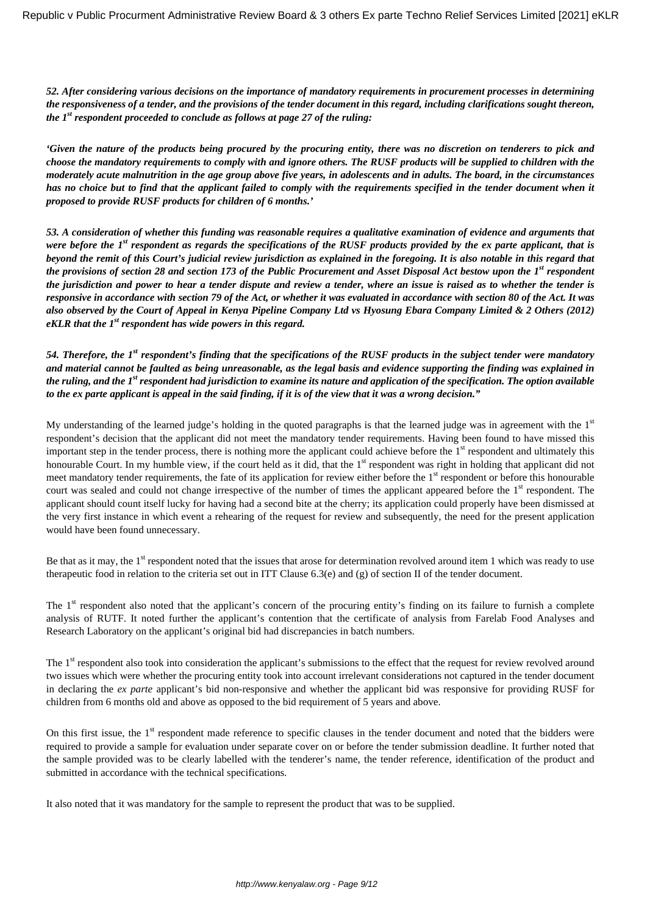***52. After considering various decisions on the importance of mandatory requirements in procurement processes in determining the responsiveness of a tender, and the provisions of the tender document in this regard, including clarifications sought thereon, the 1st respondent proceeded to conclude as follows at page 27 of the ruling:***

***'Given the nature of the products being procured by the procuring entity, there was no discretion on tenderers to pick and choose the mandatory requirements to comply with and ignore others. The RUSF products will be supplied to children with the moderately acute malnutrition in the age group above five years, in adolescents and in adults. The board, in the circumstances has no choice but to find that the applicant failed to comply with the requirements specified in the tender document when it proposed to provide RUSF products for children of 6 months.'***

***53. A consideration of whether this funding was reasonable requires a qualitative examination of evidence and arguments that were before the 1st respondent as regards the specifications of the RUSF products provided by the ex parte applicant, that is beyond the remit of this Court's judicial review jurisdiction as explained in the foregoing. It is also notable in this regard that the provisions of section 28 and section 173 of the Public Procurement and Asset Disposal Act bestow upon the 1st respondent the jurisdiction and power to hear a tender dispute and review a tender, where an issue is raised as to whether the tender is responsive in accordance with section 79 of the Act, or whether it was evaluated in accordance with section 80 of the Act. It was also observed by the Court of Appeal in Kenya Pipeline Company Ltd vs Hyosung Ebara Company Limited & 2 Others (2012) eKLR that the 1st respondent has wide powers in this regard.***

***54. Therefore, the 1st respondent's finding that the specifications of the RUSF products in the subject tender were mandatory and material cannot be faulted as being unreasonable, as the legal basis and evidence supporting the finding was explained in the ruling, and the 1st respondent had jurisdiction to examine its nature and application of the specification. The option available to the ex parte applicant is appeal in the said finding, if it is of the view that it was a wrong decision."***

My understanding of the learned judge's holding in the quoted paragraphs is that the learned judge was in agreement with the 1st respondent's decision that the applicant did not meet the mandatory tender requirements. Having been found to have missed this important step in the tender process, there is nothing more the applicant could achieve before the 1st respondent and ultimately this honourable Court. In my humble view, if the court held as it did, that the 1st respondent was right in holding that applicant did not meet mandatory tender requirements, the fate of its application for review either before the 1st respondent or before this honourable court was sealed and could not change irrespective of the number of times the applicant appeared before the 1st respondent. The applicant should count itself lucky for having had a second bite at the cherry; its application could properly have been dismissed at the very first instance in which event a rehearing of the request for review and subsequently, the need for the present application would have been found unnecessary.

Be that as it may, the 1st respondent noted that the issues that arose for determination revolved around item 1 which was ready to use therapeutic food in relation to the criteria set out in ITT Clause 6.3(e) and (g) of section II of the tender document.

The 1st respondent also noted that the applicant's concern of the procuring entity's finding on its failure to furnish a complete analysis of RUTF. It noted further the applicant's contention that the certificate of analysis from Farelab Food Analyses and Research Laboratory on the applicant's original bid had discrepancies in batch numbers.

The 1st respondent also took into consideration the applicant's submissions to the effect that the request for review revolved around two issues which were whether the procuring entity took into account irrelevant considerations not captured in the tender document in declaring the *ex parte* applicant's bid non-responsive and whether the applicant bid was responsive for providing RUSF for children from 6 months old and above as opposed to the bid requirement of 5 years and above.

On this first issue, the 1st respondent made reference to specific clauses in the tender document and noted that the bidders were required to provide a sample for evaluation under separate cover on or before the tender submission deadline. It further noted that the sample provided was to be clearly labelled with the tenderer's name, the tender reference, identification of the product and submitted in accordance with the technical specifications.

It also noted that it was mandatory for the sample to represent the product that was to be supplied.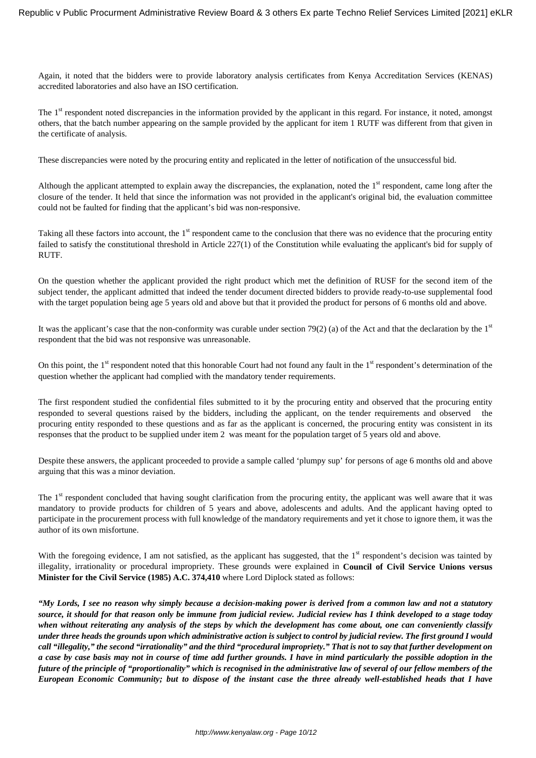Again, it noted that the bidders were to provide laboratory analysis certificates from Kenya Accreditation Services (KENAS) accredited laboratories and also have an ISO certification.

The 1st respondent noted discrepancies in the information provided by the applicant in this regard. For instance, it noted, amongst others, that the batch number appearing on the sample provided by the applicant for item 1 RUTF was different from that given in the certificate of analysis.

These discrepancies were noted by the procuring entity and replicated in the letter of notification of the unsuccessful bid.

Although the applicant attempted to explain away the discrepancies, the explanation, noted the 1st respondent, came long after the closure of the tender. It held that since the information was not provided in the applicant's original bid, the evaluation committee could not be faulted for finding that the applicant's bid was non-responsive.

Taking all these factors into account, the 1st respondent came to the conclusion that there was no evidence that the procuring entity failed to satisfy the constitutional threshold in Article 227(1) of the Constitution while evaluating the applicant's bid for supply of RUTF.

On the question whether the applicant provided the right product which met the definition of RUSF for the second item of the subject tender, the applicant admitted that indeed the tender document directed bidders to provide ready-to-use supplemental food with the target population being age 5 years old and above but that it provided the product for persons of 6 months old and above.

It was the applicant's case that the non-conformity was curable under section 79(2) (a) of the Act and that the declaration by the 1st respondent that the bid was not responsive was unreasonable.

On this point, the 1st respondent noted that this honorable Court had not found any fault in the 1st respondent's determination of the question whether the applicant had complied with the mandatory tender requirements.

The first respondent studied the confidential files submitted to it by the procuring entity and observed that the procuring entity responded to several questions raised by the bidders, including the applicant, on the tender requirements and observed the procuring entity responded to these questions and as far as the applicant is concerned, the procuring entity was consistent in its responses that the product to be supplied under item 2 was meant for the population target of 5 years old and above.

Despite these answers, the applicant proceeded to provide a sample called 'plumpy sup' for persons of age 6 months old and above arguing that this was a minor deviation.

The 1st respondent concluded that having sought clarification from the procuring entity, the applicant was well aware that it was mandatory to provide products for children of 5 years and above, adolescents and adults. And the applicant having opted to participate in the procurement process with full knowledge of the mandatory requirements and yet it chose to ignore them, it was the author of its own misfortune.

With the foregoing evidence, I am not satisfied, as the applicant has suggested, that the 1st respondent's decision was tainted by illegality, irrationality or procedural impropriety. These grounds were explained in **Council of Civil Service Unions versus Minister for the Civil Service (1985) A.C. 374,410** where Lord Diplock stated as follows:

***"My Lords, I see no reason why simply because a decision-making power is derived from a common law and not a statutory source, it should for that reason only be immune from judicial review. Judicial review has I think developed to a stage today when without reiterating any analysis of the steps by which the development has come about, one can conveniently classify under three heads the grounds upon which administrative action is subject to control by judicial review. The first ground I would call "illegality," the second "irrationality" and the third "procedural impropriety." That is not to say that further development on a case by case basis may not in course of time add further grounds. I have in mind particularly the possible adoption in the future of the principle of "proportionality" which is recognised in the administrative law of several of our fellow members of the European Economic Community; but to dispose of the instant case the three already well-established heads that I have***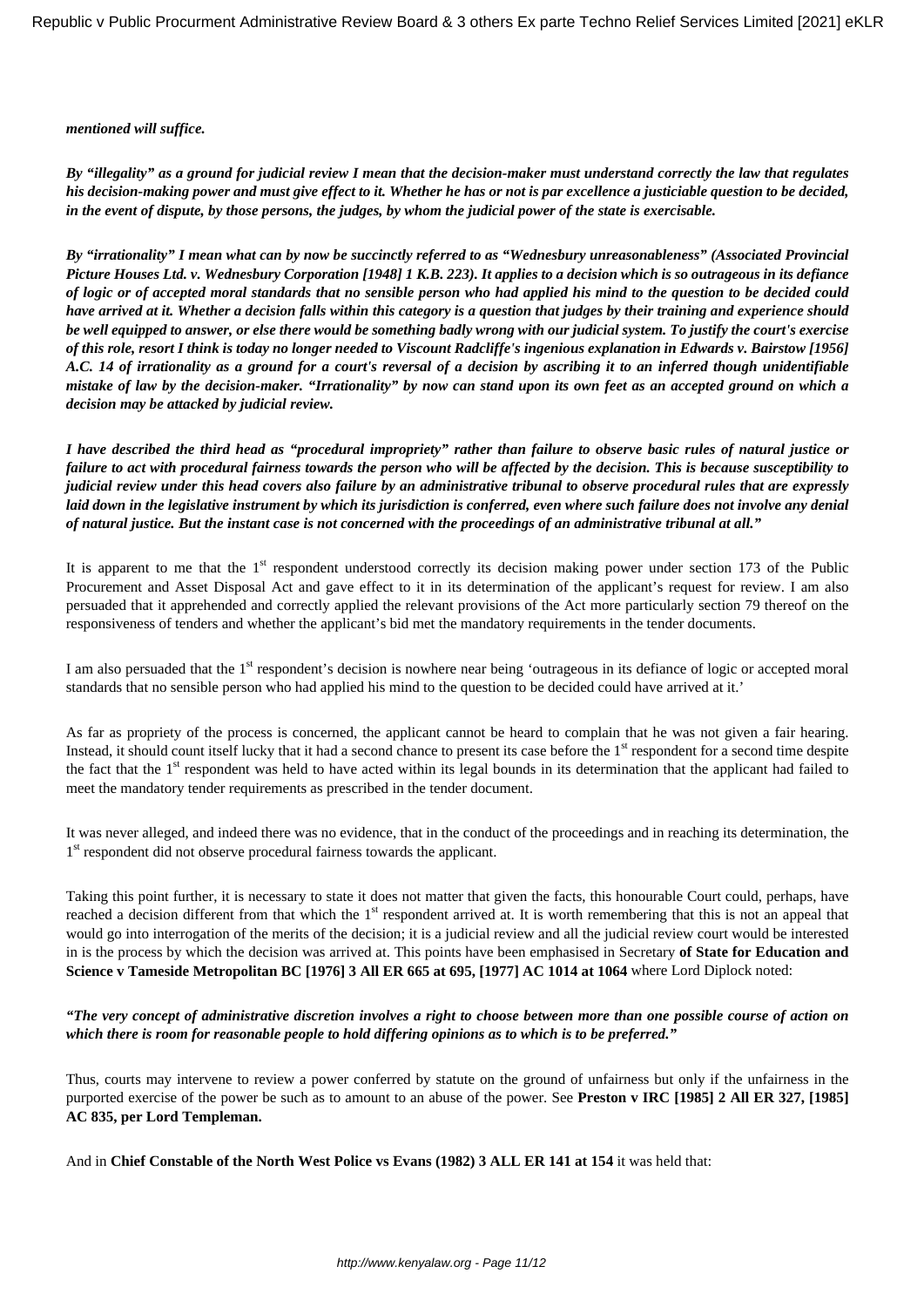***mentioned will suffice.***

***By "illegality" as a ground for judicial review I mean that the decision-maker must understand correctly the law that regulates his decision-making power and must give effect to it. Whether he has or not is par excellence a justiciable question to be decided, in the event of dispute, by those persons, the judges, by whom the judicial power of the state is exercisable.***

***By "irrationality" I mean what can by now be succinctly referred to as "Wednesbury unreasonableness" (Associated Provincial Picture Houses Ltd. v. Wednesbury Corporation [1948] 1 K.B. 223). It applies to a decision which is so outrageous in its defiance of logic or of accepted moral standards that no sensible person who had applied his mind to the question to be decided could have arrived at it. Whether a decision falls within this category is a question that judges by their training and experience should be well equipped to answer, or else there would be something badly wrong with our judicial system. To justify the court's exercise of this role, resort I think is today no longer needed to Viscount Radcliffe's ingenious explanation in Edwards v. Bairstow [1956] A.C. 14 of irrationality as a ground for a court's reversal of a decision by ascribing it to an inferred though unidentifiable mistake of law by the decision-maker. "Irrationality" by now can stand upon its own feet as an accepted ground on which a decision may be attacked by judicial review.***

***I have described the third head as "procedural impropriety" rather than failure to observe basic rules of natural justice or failure to act with procedural fairness towards the person who will be affected by the decision. This is because susceptibility to judicial review under this head covers also failure by an administrative tribunal to observe procedural rules that are expressly laid down in the legislative instrument by which its jurisdiction is conferred, even where such failure does not involve any denial of natural justice. But the instant case is not concerned with the proceedings of an administrative tribunal at all."***

It is apparent to me that the 1st respondent understood correctly its decision making power under section 173 of the Public Procurement and Asset Disposal Act and gave effect to it in its determination of the applicant's request for review. I am also persuaded that it apprehended and correctly applied the relevant provisions of the Act more particularly section 79 thereof on the responsiveness of tenders and whether the applicant's bid met the mandatory requirements in the tender documents.

I am also persuaded that the 1st respondent's decision is nowhere near being 'outrageous in its defiance of logic or accepted moral standards that no sensible person who had applied his mind to the question to be decided could have arrived at it.'

As far as propriety of the process is concerned, the applicant cannot be heard to complain that he was not given a fair hearing. Instead, it should count itself lucky that it had a second chance to present its case before the 1st respondent for a second time despite the fact that the 1st respondent was held to have acted within its legal bounds in its determination that the applicant had failed to meet the mandatory tender requirements as prescribed in the tender document.

It was never alleged, and indeed there was no evidence, that in the conduct of the proceedings and in reaching its determination, the 1st respondent did not observe procedural fairness towards the applicant.

Taking this point further, it is necessary to state it does not matter that given the facts, this honourable Court could, perhaps, have reached a decision different from that which the 1st respondent arrived at. It is worth remembering that this is not an appeal that would go into interrogation of the merits of the decision; it is a judicial review and all the judicial review court would be interested in is the process by which the decision was arrived at. This points have been emphasised in Secretary **of State for Education and Science v Tameside Metropolitan BC [1976] 3 All ER 665 at 695, [1977] AC 1014 at 1064** where Lord Diplock noted:

***"The very concept of administrative discretion involves a right to choose between more than one possible course of action on which there is room for reasonable people to hold differing opinions as to which is to be preferred."***

Thus, courts may intervene to review a power conferred by statute on the ground of unfairness but only if the unfairness in the purported exercise of the power be such as to amount to an abuse of the power. See **Preston v IRC [1985] 2 All ER 327, [1985] AC 835, per Lord Templeman.**

And in **Chief Constable of the North West Police vs Evans (1982) 3 ALL ER 141 at 154** it was held that: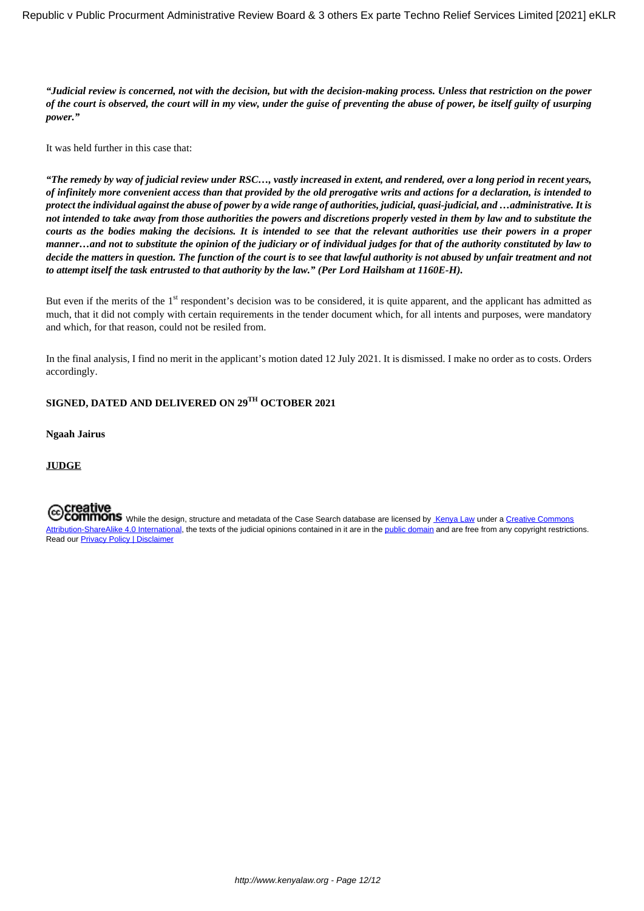***"Judicial review is concerned, not with the decision, but with the decision-making process. Unless that restriction on the power of the court is observed, the court will in my view, under the guise of preventing the abuse of power, be itself guilty of usurping power."***

It was held further in this case that:

***"The remedy by way of judicial review under RSC…, vastly increased in extent, and rendered, over a long period in recent years, of infinitely more convenient access than that provided by the old prerogative writs and actions for a declaration, is intended to protect the individual against the abuse of power by a wide range of authorities, judicial, quasi-judicial, and …administrative. It is not intended to take away from those authorities the powers and discretions properly vested in them by law and to substitute the courts as the bodies making the decisions. It is intended to see that the relevant authorities use their powers in a proper manner…and not to substitute the opinion of the judiciary or of individual judges for that of the authority constituted by law to decide the matters in question. The function of the court is to see that lawful authority is not abused by unfair treatment and not to attempt itself the task entrusted to that authority by the law." (Per Lord Hailsham at 1160E-H).***

But even if the merits of the 1st respondent's decision was to be considered, it is quite apparent, and the applicant has admitted as much, that it did not comply with certain requirements in the tender document which, for all intents and purposes, were mandatory and which, for that reason, could not be resiled from.

In the final analysis, I find no merit in the applicant's motion dated 12 July 2021. It is dismissed. I make no order as to costs. Orders accordingly.

**SIGNED, DATED AND DELIVERED ON 29TH OCTOBER 2021**

**Ngaah Jairus**

**JUDGE**

creative commons While the design, structure and metadata of the Case Search database are licensed by Kenya Law under a Creative Commons Attribution-ShareAlike 4.0 International, the texts of the judicial opinions contained in it are in the public domain and are free from any copyright restrictions. Read our Privacy Policy | Disclaimer